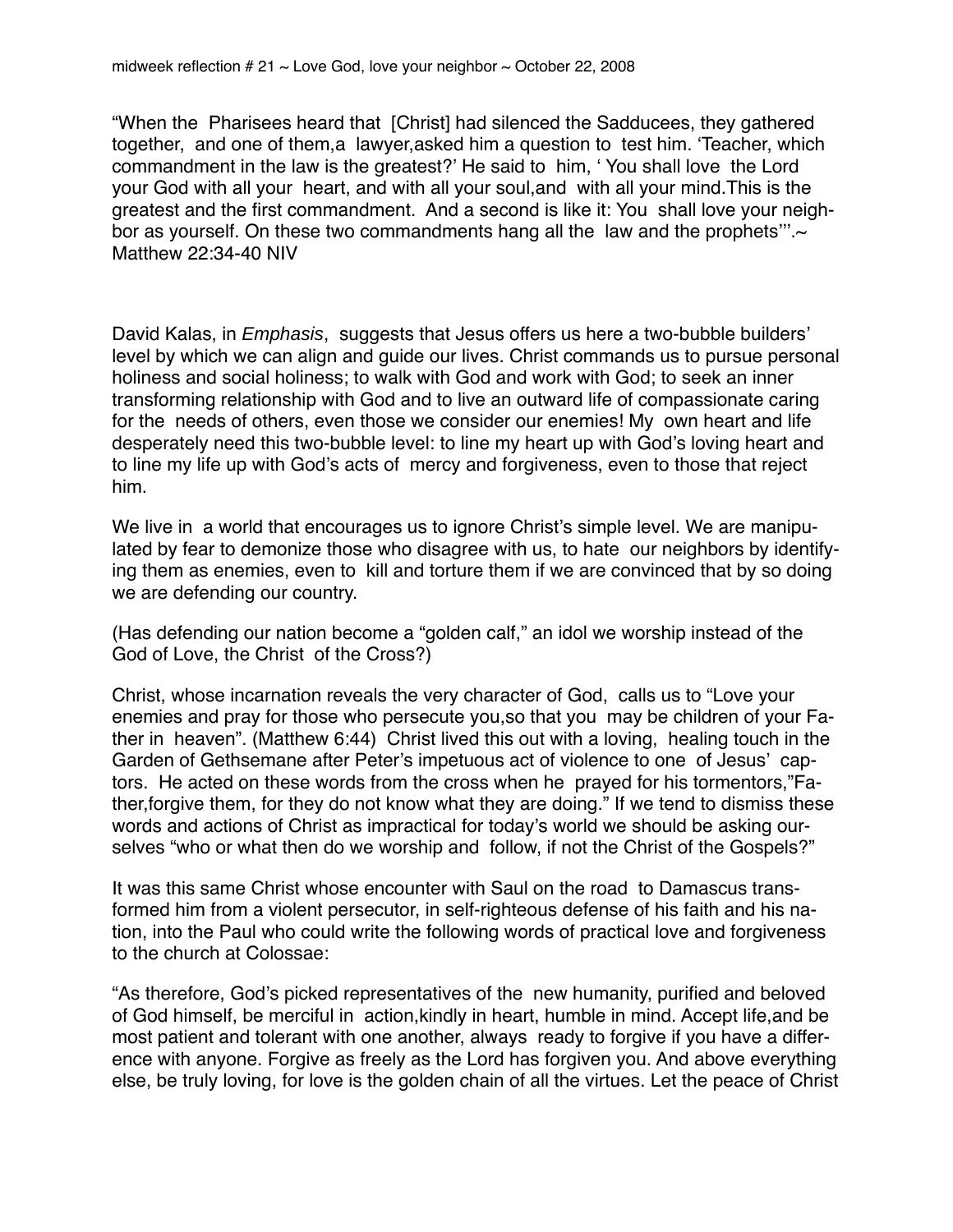midweek reflection # 21 ~ Love God, love your neighbor ~ October 22, 2008

"When the Pharisees heard that [Christ] had silenced the Sadducees, they gathered together, and one of them,a lawyer,asked him a question to test him. 'Teacher, which commandment in the law is the greatest?' He said to him, ' You shall love the Lord your God with all your heart, and with all your soul,and with all your mind.This is the greatest and the first commandment. And a second is like it: You shall love your neighbor as yourself. On these two commandments hang all the law and the prophets'".~ Matthew 22:34-40 NIV

David Kalas, in *Emphasis*, suggests that Jesus offers us here a two-bubble builders' level by which we can align and guide our lives. Christ commands us to pursue personal holiness and social holiness; to walk with God and work with God; to seek an inner transforming relationship with God and to live an outward life of compassionate caring for the needs of others, even those we consider our enemies! My own heart and life desperately need this two-bubble level: to line my heart up with God's loving heart and to line my life up with God's acts of mercy and forgiveness, even to those that reject him.

We live in a world that encourages us to ignore Christ's simple level. We are manipulated by fear to demonize those who disagree with us, to hate our neighbors by identifying them as enemies, even to kill and torture them if we are convinced that by so doing we are defending our country.

(Has defending our nation become a "golden calf," an idol we worship instead of the God of Love, the Christ of the Cross?)

Christ, whose incarnation reveals the very character of God, calls us to "Love your enemies and pray for those who persecute you,so that you may be children of your Father in heaven". (Matthew 6:44) Christ lived this out with a loving, healing touch in the Garden of Gethsemane after Peter's impetuous act of violence to one of Jesus' captors. He acted on these words from the cross when he prayed for his tormentors,"Father,forgive them, for they do not know what they are doing." If we tend to dismiss these words and actions of Christ as impractical for today's world we should be asking ourselves "who or what then do we worship and follow, if not the Christ of the Gospels?"

It was this same Christ whose encounter with Saul on the road to Damascus transformed him from a violent persecutor, in self-righteous defense of his faith and his nation, into the Paul who could write the following words of practical love and forgiveness to the church at Colossae:

"As therefore, God's picked representatives of the new humanity, purified and beloved of God himself, be merciful in action,kindly in heart, humble in mind. Accept life,and be most patient and tolerant with one another, always ready to forgive if you have a difference with anyone. Forgive as freely as the Lord has forgiven you. And above everything else, be truly loving, for love is the golden chain of all the virtues. Let the peace of Christ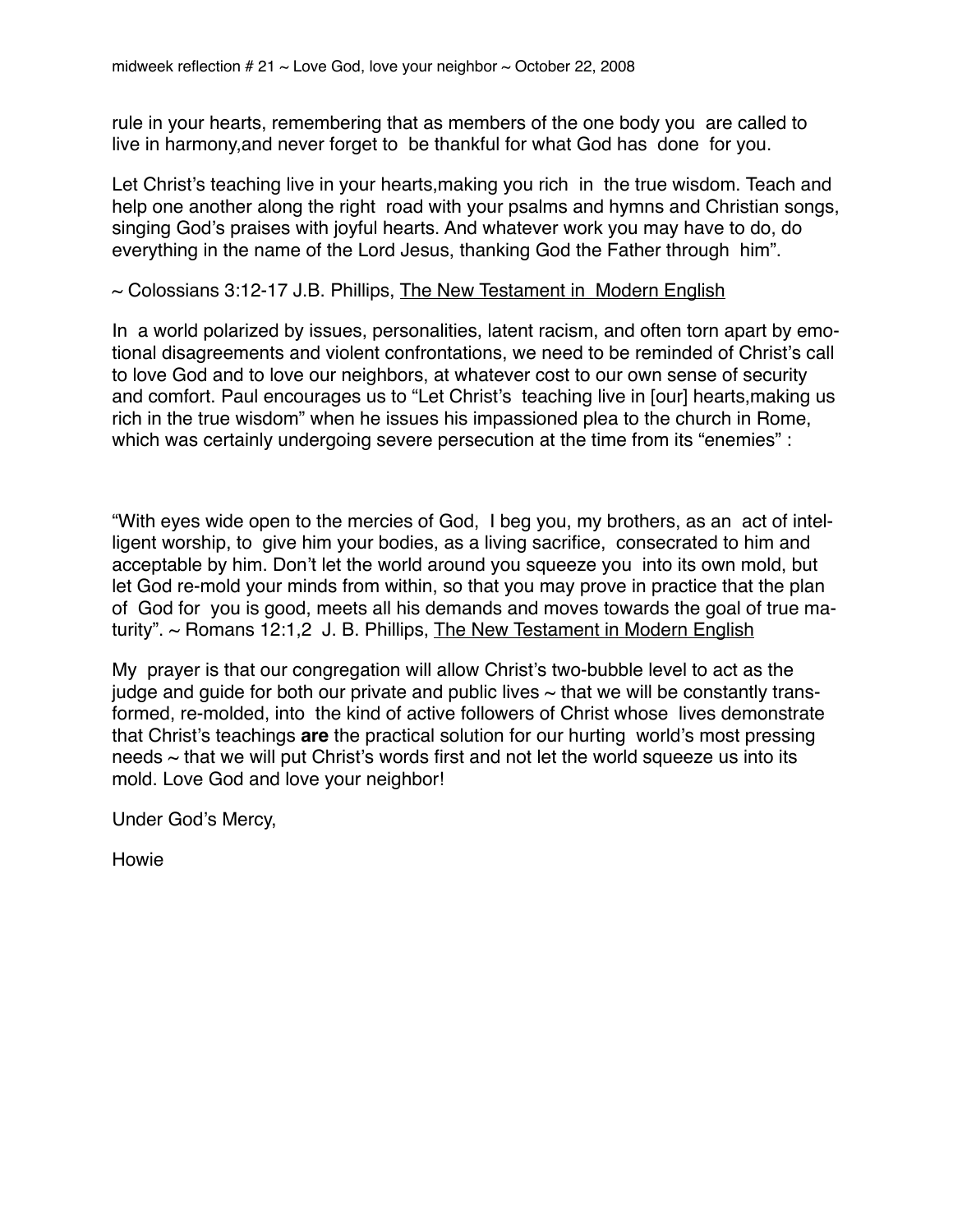rule in your hearts, remembering that as members of the one body you are called to live in harmony,and never forget to be thankful for what God has done for you.

Let Christ's teaching live in your hearts,making you rich in the true wisdom. Teach and help one another along the right road with your psalms and hymns and Christian songs, singing God's praises with joyful hearts. And whatever work you may have to do, do everything in the name of the Lord Jesus, thanking God the Father through him".

~ Colossians 3:12-17 J.B. Phillips, <u>The New Testament in Modern English</u>

In a world polarized by issues, personalities, latent racism, and often torn apart by emotional disagreements and violent confrontations, we need to be reminded of Christ's call to love God and to love our neighbors, at whatever cost to our own sense of security and comfort. Paul encourages us to "Let Christ's teaching live in [our] hearts,making us rich in the true wisdom" when he issues his impassioned plea to the church in Rome, which was certainly undergoing severe persecution at the time from its "enemies" :

"With eyes wide open to the mercies of God, I beg you, my brothers, as an act of intelligent worship, to give him your bodies, as a living sacrifice, consecrated to him and acceptable by him. Don't let the world around you squeeze you into its own mold, but let God re-mold your minds from within, so that you may prove in practice that the plan of God for you is good, meets all his demands and moves towards the goal of true maturity". ~ Romans 12:1,2 J. B. Phillips, <u>The New Testament in Modern English</u>

My prayer is that our congregation will allow Christ's two-bubble level to act as the judge and guide for both our private and public lives ~ that we will be constantly transformed, re-molded, into the kind of active followers of Christ whose lives demonstrate that Christ's teachings **are** the practical solution for our hurting world's most pressing needs ~ that we will put Christ's words first and not let the world squeeze us into its mold. Love God and love your neighbor!

Under God's Mercy,

Howie